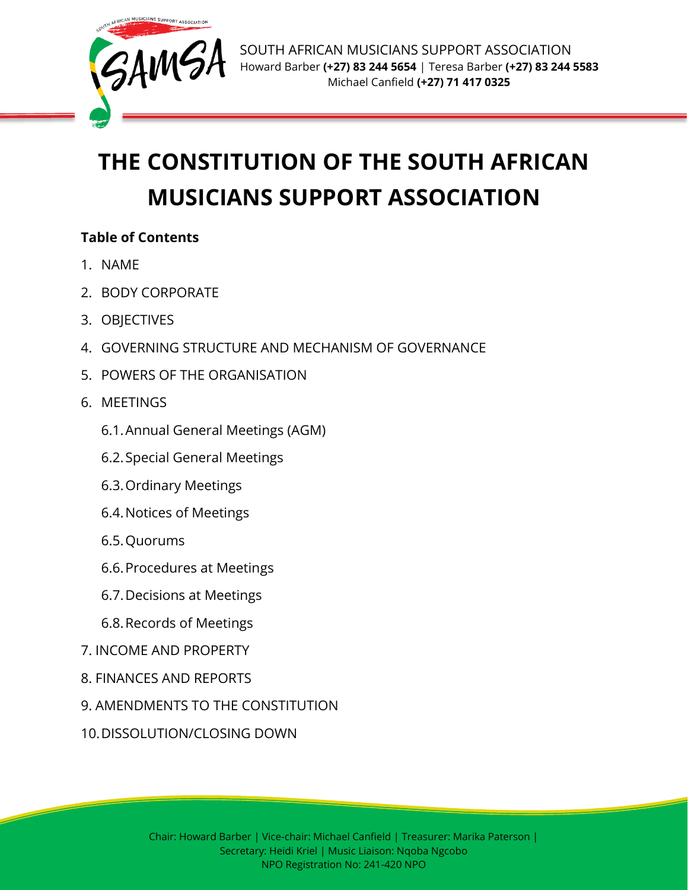SOUTH AFRICAN MUSICIANS SUPPORT ASSOCIATION
Howard Barber **(+27) 83 244 5654** | Teresa Barber **(+27) 83 244 5583**
Michael Canfield **(+27) 71 417 0325**

# THE CONSTITUTION OF THE SOUTH AFRICAN MUSICIANS SUPPORT ASSOCIATION

**Table of Contents**

1. NAME
2. BODY CORPORATE
3. OBJECTIVES
4. GOVERNING STRUCTURE AND MECHANISM OF GOVERNANCE
5. POWERS OF THE ORGANISATION
6. MEETINGS
    - 6.1. Annual General Meetings (AGM)
    - 6.2. Special General Meetings
    - 6.3. Ordinary Meetings
    - 6.4. Notices of Meetings
    - 6.5. Quorums
    - 6.6. Procedures at Meetings
    - 6.7. Decisions at Meetings
    - 6.8. Records of Meetings
7. INCOME AND PROPERTY
8. FINANCES AND REPORTS
9. AMENDMENTS TO THE CONSTITUTION
10. DISSOLUTION/CLOSING DOWN

Chair: Howard Barber | Vice-chair: Michael Canfield | Treasurer: Marika Paterson | Secretary: Heidi Kriel | Music Liaison: Nqoba Ngcobo
NPO Registration No: 241-420 NPO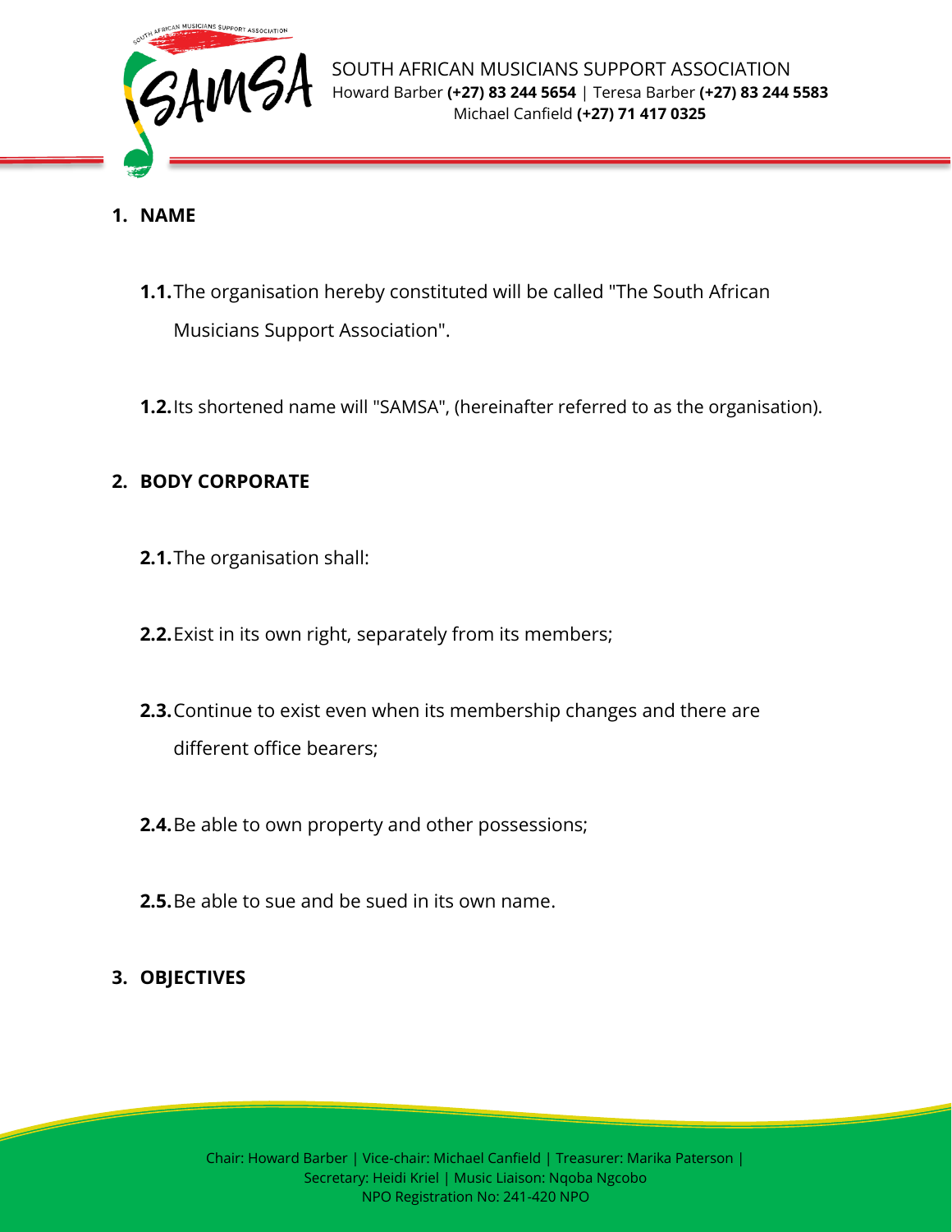## 1. NAME

**1.1.** The organisation hereby constituted will be called "The South African Musicians Support Association".

**1.2.** Its shortened name will "SAMSA", (hereinafter referred to as the organisation).

## 2. BODY CORPORATE

**2.1.** The organisation shall:

**2.2.** Exist in its own right, separately from its members;

**2.3.** Continue to exist even when its membership changes and there are different office bearers;

**2.4.** Be able to own property and other possessions;

**2.5.** Be able to sue and be sued in its own name.

## 3. OBJECTIVES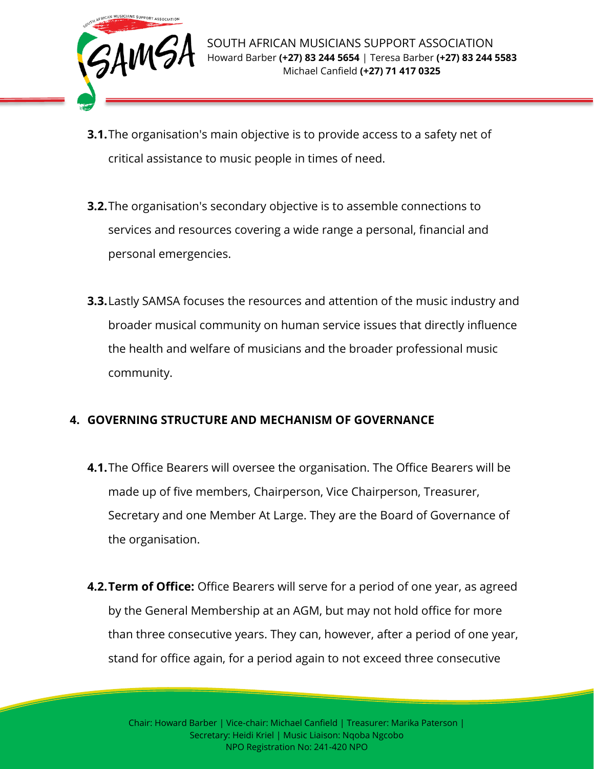**3.1.** The organisation's main objective is to provide access to a safety net of critical assistance to music people in times of need.

**3.2.** The organisation's secondary objective is to assemble connections to services and resources covering a wide range a personal, financial and personal emergencies.

**3.3.** Lastly SAMSA focuses the resources and attention of the music industry and broader musical community on human service issues that directly influence the health and welfare of musicians and the broader professional music community.

## 4. GOVERNING STRUCTURE AND MECHANISM OF GOVERNANCE

**4.1.** The Office Bearers will oversee the organisation. The Office Bearers will be made up of five members, Chairperson, Vice Chairperson, Treasurer, Secretary and one Member At Large. They are the Board of Governance of the organisation.

**4.2. Term of Office:** Office Bearers will serve for a period of one year, as agreed by the General Membership at an AGM, but may not hold office for more than three consecutive years. They can, however, after a period of one year, stand for office again, for a period again to not exceed three consecutive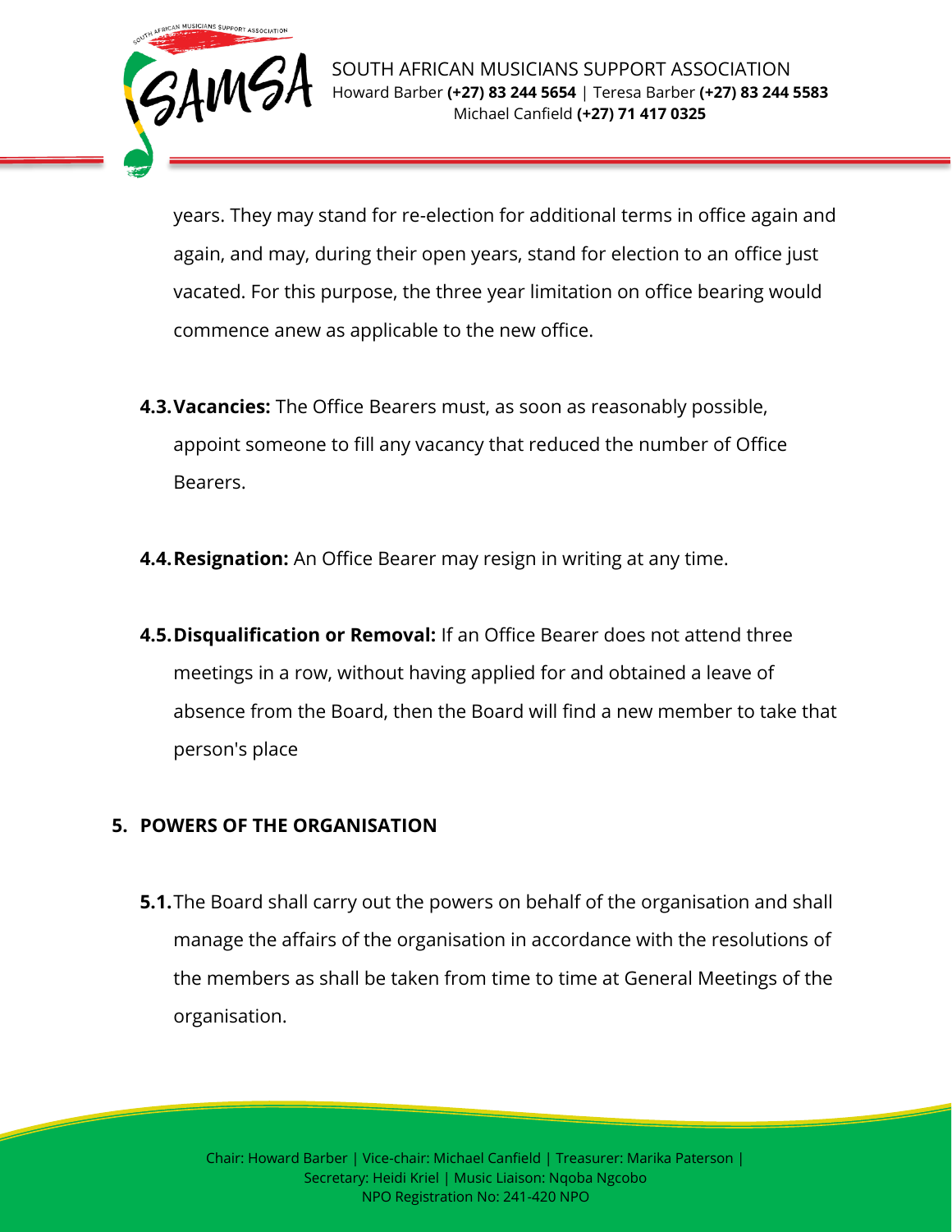years. They may stand for re-election for additional terms in office again and again, and may, during their open years, stand for election to an office just vacated. For this purpose, the three year limitation on office bearing would commence anew as applicable to the new office.

**4.3. Vacancies:** The Office Bearers must, as soon as reasonably possible, appoint someone to fill any vacancy that reduced the number of Office Bearers.

**4.4. Resignation:** An Office Bearer may resign in writing at any time.

**4.5. Disqualification or Removal:** If an Office Bearer does not attend three meetings in a row, without having applied for and obtained a leave of absence from the Board, then the Board will find a new member to take that person's place

## 5. POWERS OF THE ORGANISATION

**5.1.** The Board shall carry out the powers on behalf of the organisation and shall manage the affairs of the organisation in accordance with the resolutions of the members as shall be taken from time to time at General Meetings of the organisation.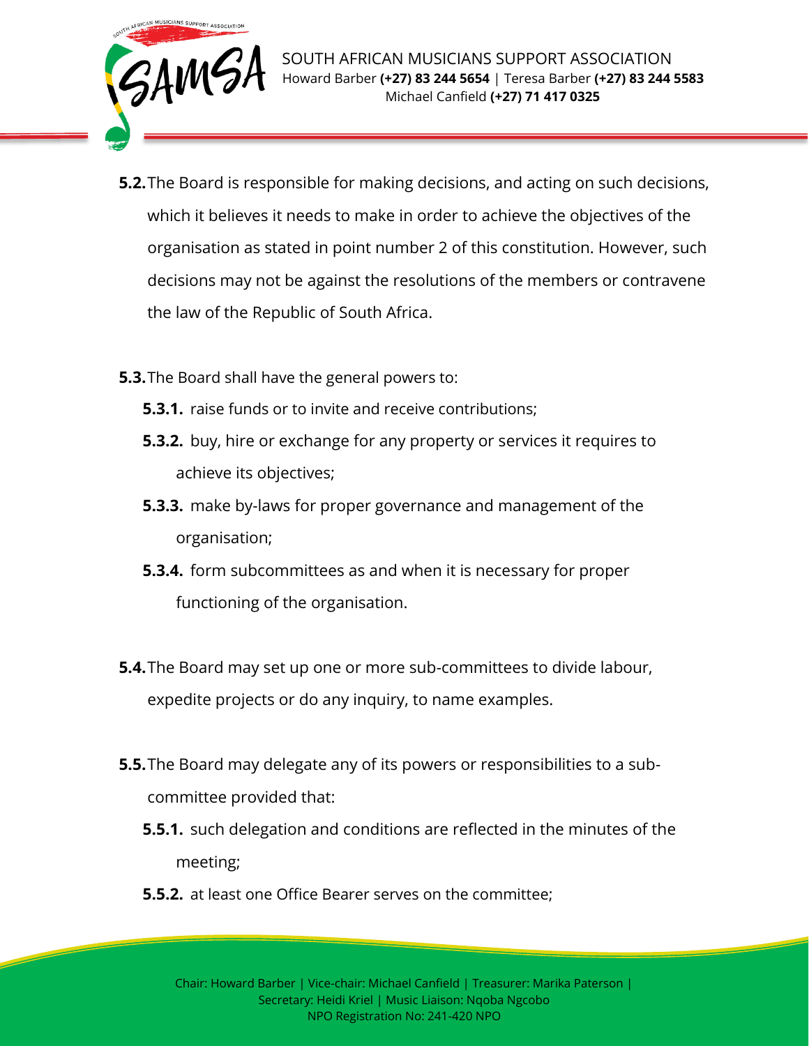**5.2.** The Board is responsible for making decisions, and acting on such decisions, which it believes it needs to make in order to achieve the objectives of the organisation as stated in point number 2 of this constitution. However, such decisions may not be against the resolutions of the members or contravene the law of the Republic of South Africa.

**5.3.** The Board shall have the general powers to:

- **5.3.1.** raise funds or to invite and receive contributions;
- **5.3.2.** buy, hire or exchange for any property or services it requires to achieve its objectives;
- **5.3.3.** make by-laws for proper governance and management of the organisation;
- **5.3.4.** form subcommittees as and when it is necessary for proper functioning of the organisation.

**5.4.** The Board may set up one or more sub-committees to divide labour, expedite projects or do any inquiry, to name examples.

**5.5.** The Board may delegate any of its powers or responsibilities to a sub-committee provided that:

- **5.5.1.** such delegation and conditions are reflected in the minutes of the meeting;
- **5.5.2.** at least one Office Bearer serves on the committee;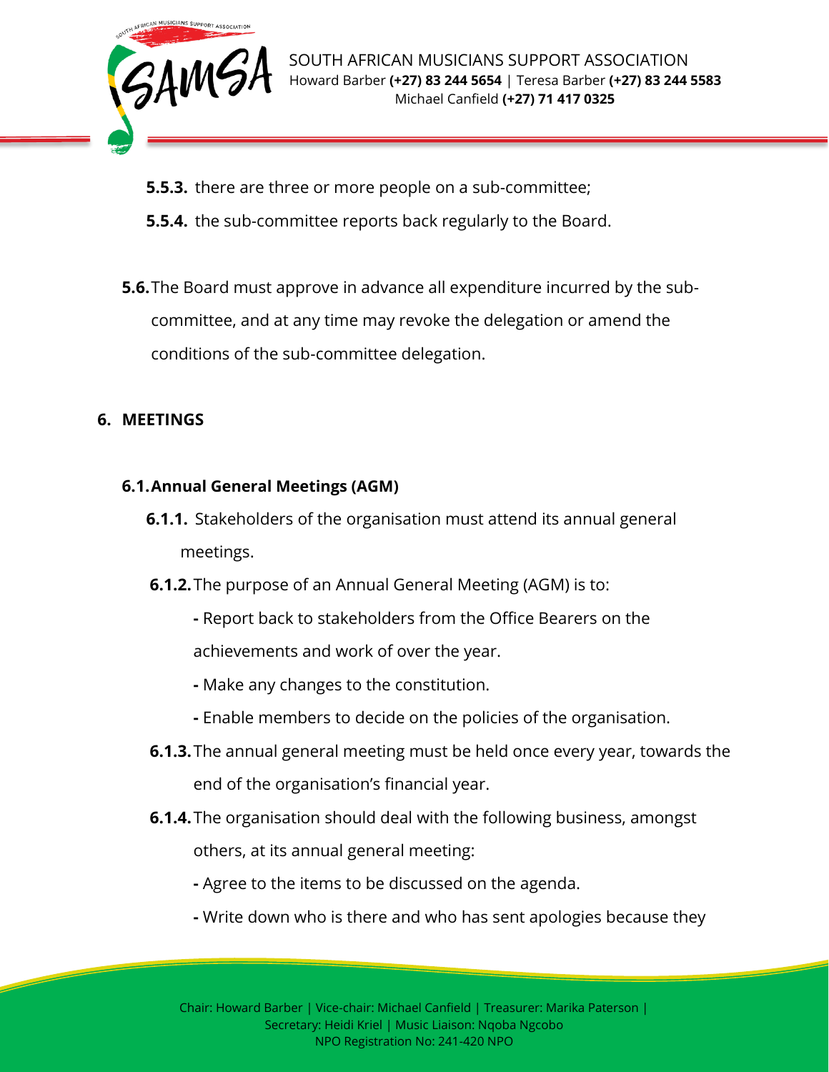**5.5.3.** there are three or more people on a sub-committee;

**5.5.4.** the sub-committee reports back regularly to the Board.

**5.6.** The Board must approve in advance all expenditure incurred by the sub-committee, and at any time may revoke the delegation or amend the conditions of the sub-committee delegation.

## 6. MEETINGS

### 6.1. Annual General Meetings (AGM)

**6.1.1.** Stakeholders of the organisation must attend its annual general meetings.

**6.1.2.** The purpose of an Annual General Meeting (AGM) is to:

- Report back to stakeholders from the Office Bearers on the achievements and work of over the year.
- Make any changes to the constitution.
- Enable members to decide on the policies of the organisation.

**6.1.3.** The annual general meeting must be held once every year, towards the end of the organisation's financial year.

**6.1.4.** The organisation should deal with the following business, amongst others, at its annual general meeting:

- Agree to the items to be discussed on the agenda.
- Write down who is there and who has sent apologies because they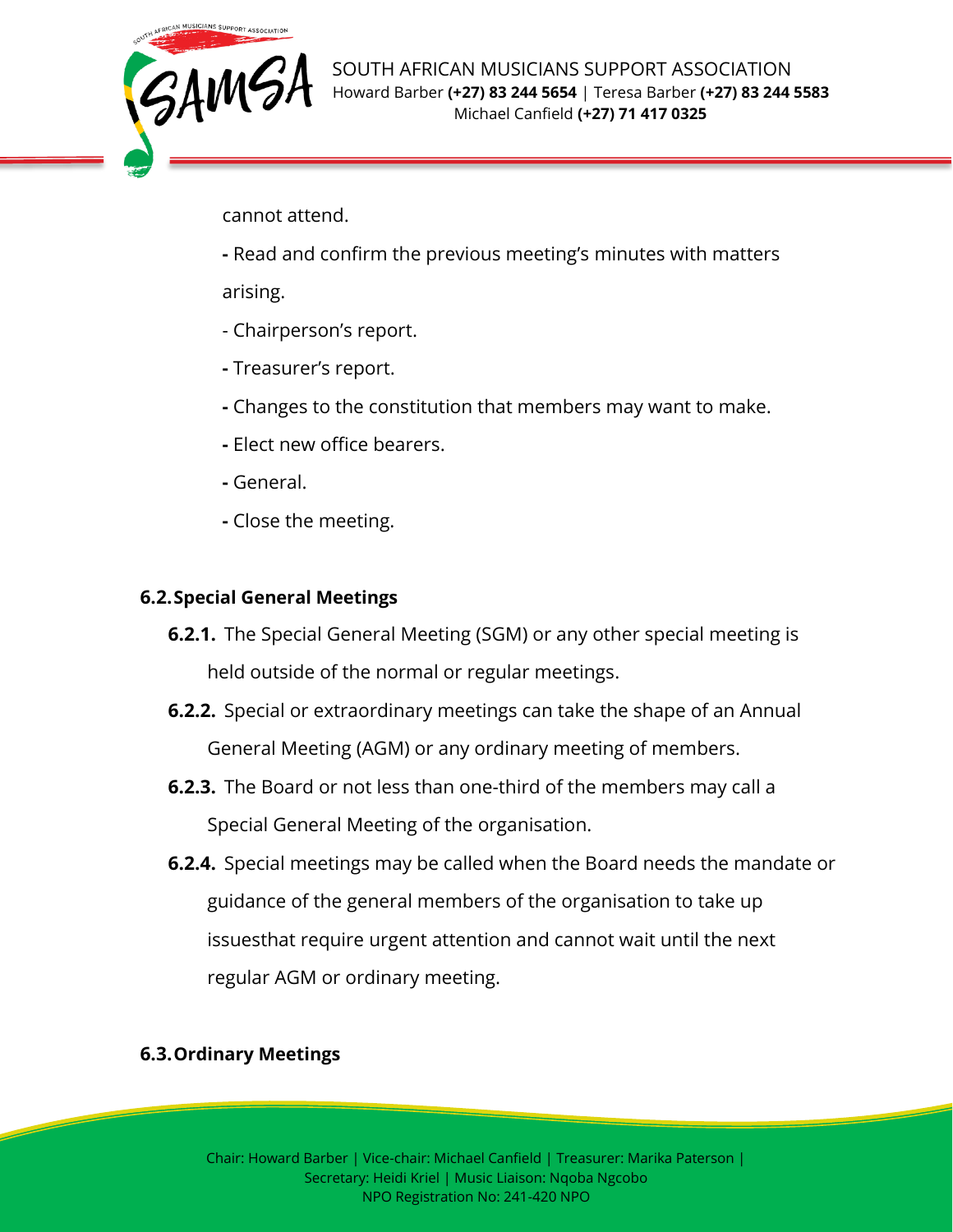cannot attend.

- Read and confirm the previous meeting's minutes with matters arising.
- Chairperson's report.
- Treasurer's report.
- Changes to the constitution that members may want to make.
- Elect new office bearers.
- General.
- Close the meeting.

### 6.2. Special General Meetings

**6.2.1.** The Special General Meeting (SGM) or any other special meeting is held outside of the normal or regular meetings.

**6.2.2.** Special or extraordinary meetings can take the shape of an Annual General Meeting (AGM) or any ordinary meeting of members.

**6.2.3.** The Board or not less than one-third of the members may call a Special General Meeting of the organisation.

**6.2.4.** Special meetings may be called when the Board needs the mandate or guidance of the general members of the organisation to take up issuesthat require urgent attention and cannot wait until the next regular AGM or ordinary meeting.

### 6.3. Ordinary Meetings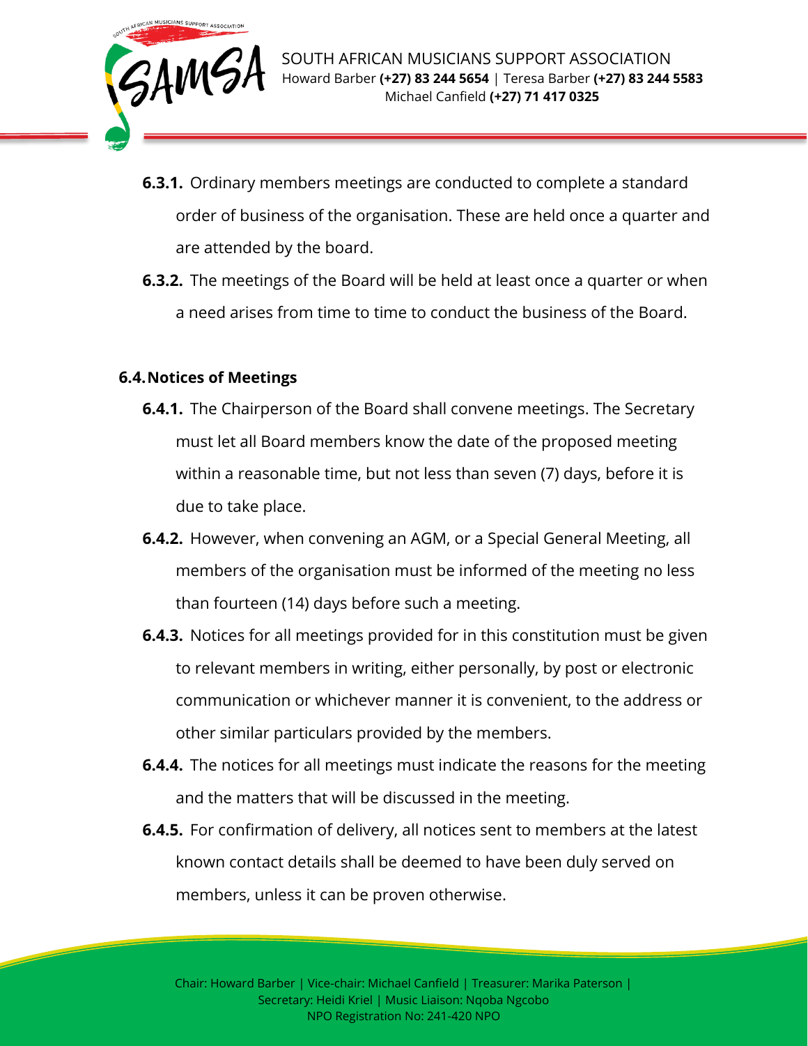**6.3.1.** Ordinary members meetings are conducted to complete a standard order of business of the organisation. These are held once a quarter and are attended by the board.

**6.3.2.** The meetings of the Board will be held at least once a quarter or when a need arises from time to time to conduct the business of the Board.

**6.4. Notices of Meetings**

**6.4.1.** The Chairperson of the Board shall convene meetings. The Secretary must let all Board members know the date of the proposed meeting within a reasonable time, but not less than seven (7) days, before it is due to take place.

**6.4.2.** However, when convening an AGM, or a Special General Meeting, all members of the organisation must be informed of the meeting no less than fourteen (14) days before such a meeting.

**6.4.3.** Notices for all meetings provided for in this constitution must be given to relevant members in writing, either personally, by post or electronic communication or whichever manner it is convenient, to the address or other similar particulars provided by the members.

**6.4.4.** The notices for all meetings must indicate the reasons for the meeting and the matters that will be discussed in the meeting.

**6.4.5.** For confirmation of delivery, all notices sent to members at the latest known contact details shall be deemed to have been duly served on members, unless it can be proven otherwise.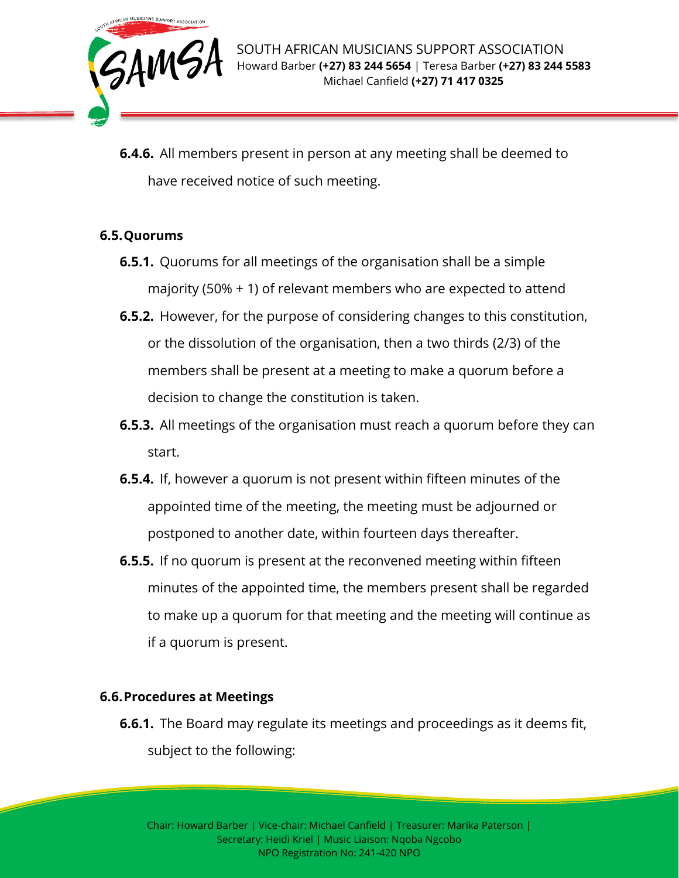**6.4.6.** All members present in person at any meeting shall be deemed to have received notice of such meeting.

### 6.5. Quorums

**6.5.1.** Quorums for all meetings of the organisation shall be a simple majority (50% + 1) of relevant members who are expected to attend

**6.5.2.** However, for the purpose of considering changes to this constitution, or the dissolution of the organisation, then a two thirds (2/3) of the members shall be present at a meeting to make a quorum before a decision to change the constitution is taken.

**6.5.3.** All meetings of the organisation must reach a quorum before they can start.

**6.5.4.** If, however a quorum is not present within fifteen minutes of the appointed time of the meeting, the meeting must be adjourned or postponed to another date, within fourteen days thereafter.

**6.5.5.** If no quorum is present at the reconvened meeting within fifteen minutes of the appointed time, the members present shall be regarded to make up a quorum for that meeting and the meeting will continue as if a quorum is present.

### 6.6. Procedures at Meetings

**6.6.1.** The Board may regulate its meetings and proceedings as it deems fit, subject to the following: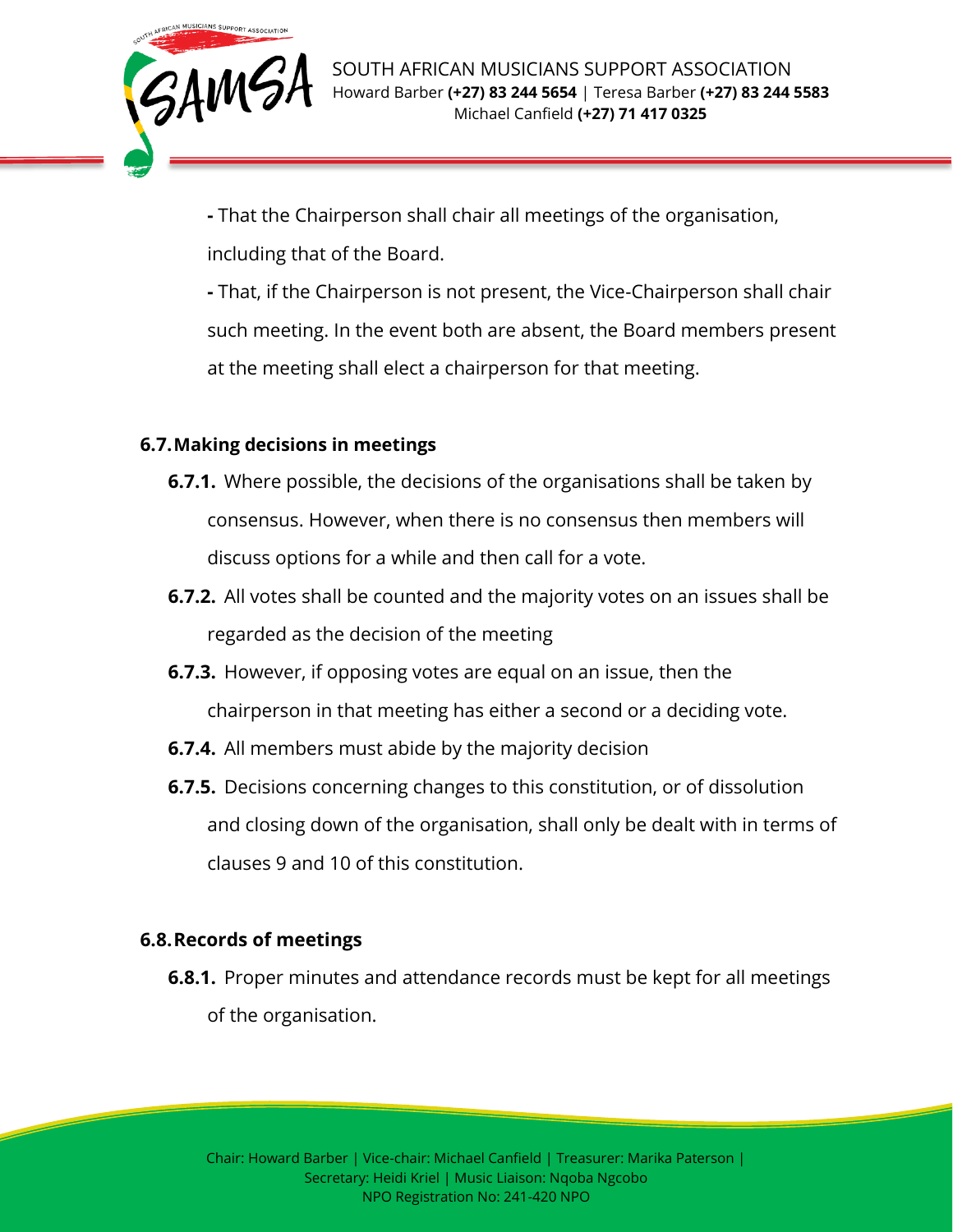**-** That the Chairperson shall chair all meetings of the organisation, including that of the Board.

**-** That, if the Chairperson is not present, the Vice-Chairperson shall chair such meeting. In the event both are absent, the Board members present at the meeting shall elect a chairperson for that meeting.

### 6.7. Making decisions in meetings

**6.7.1.** Where possible, the decisions of the organisations shall be taken by consensus. However, when there is no consensus then members will discuss options for a while and then call for a vote.

**6.7.2.** All votes shall be counted and the majority votes on an issues shall be regarded as the decision of the meeting

**6.7.3.** However, if opposing votes are equal on an issue, then the chairperson in that meeting has either a second or a deciding vote.

**6.7.4.** All members must abide by the majority decision

**6.7.5.** Decisions concerning changes to this constitution, or of dissolution and closing down of the organisation, shall only be dealt with in terms of clauses 9 and 10 of this constitution.

### 6.8. Records of meetings

**6.8.1.** Proper minutes and attendance records must be kept for all meetings of the organisation.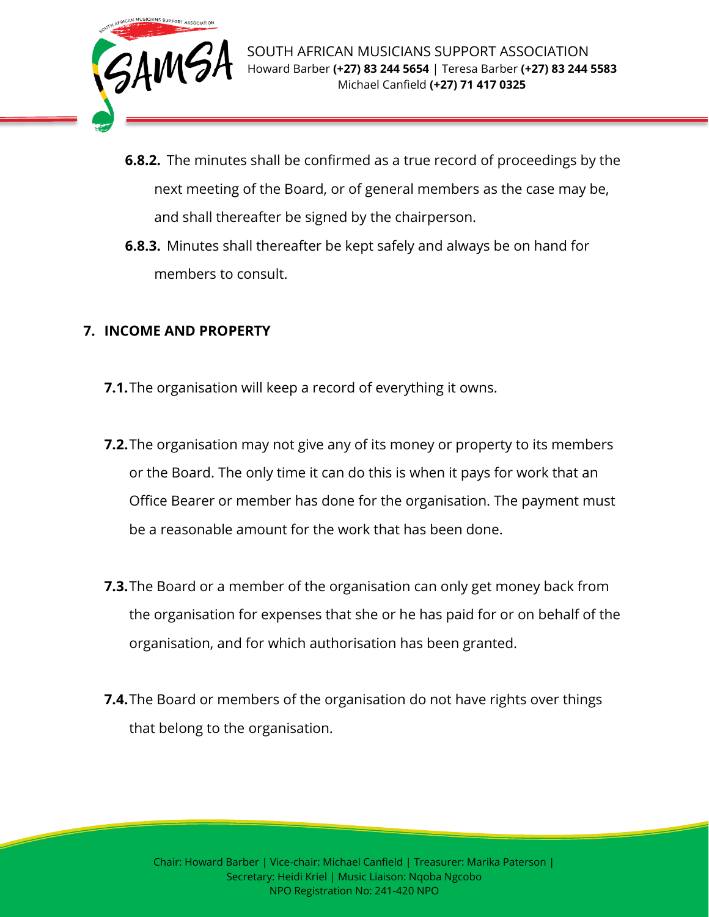**6.8.2.** The minutes shall be confirmed as a true record of proceedings by the next meeting of the Board, or of general members as the case may be, and shall thereafter be signed by the chairperson.

**6.8.3.** Minutes shall thereafter be kept safely and always be on hand for members to consult.

## 7. INCOME AND PROPERTY

**7.1.** The organisation will keep a record of everything it owns.

**7.2.** The organisation may not give any of its money or property to its members or the Board. The only time it can do this is when it pays for work that an Office Bearer or member has done for the organisation. The payment must be a reasonable amount for the work that has been done.

**7.3.** The Board or a member of the organisation can only get money back from the organisation for expenses that she or he has paid for or on behalf of the organisation, and for which authorisation has been granted.

**7.4.** The Board or members of the organisation do not have rights over things that belong to the organisation.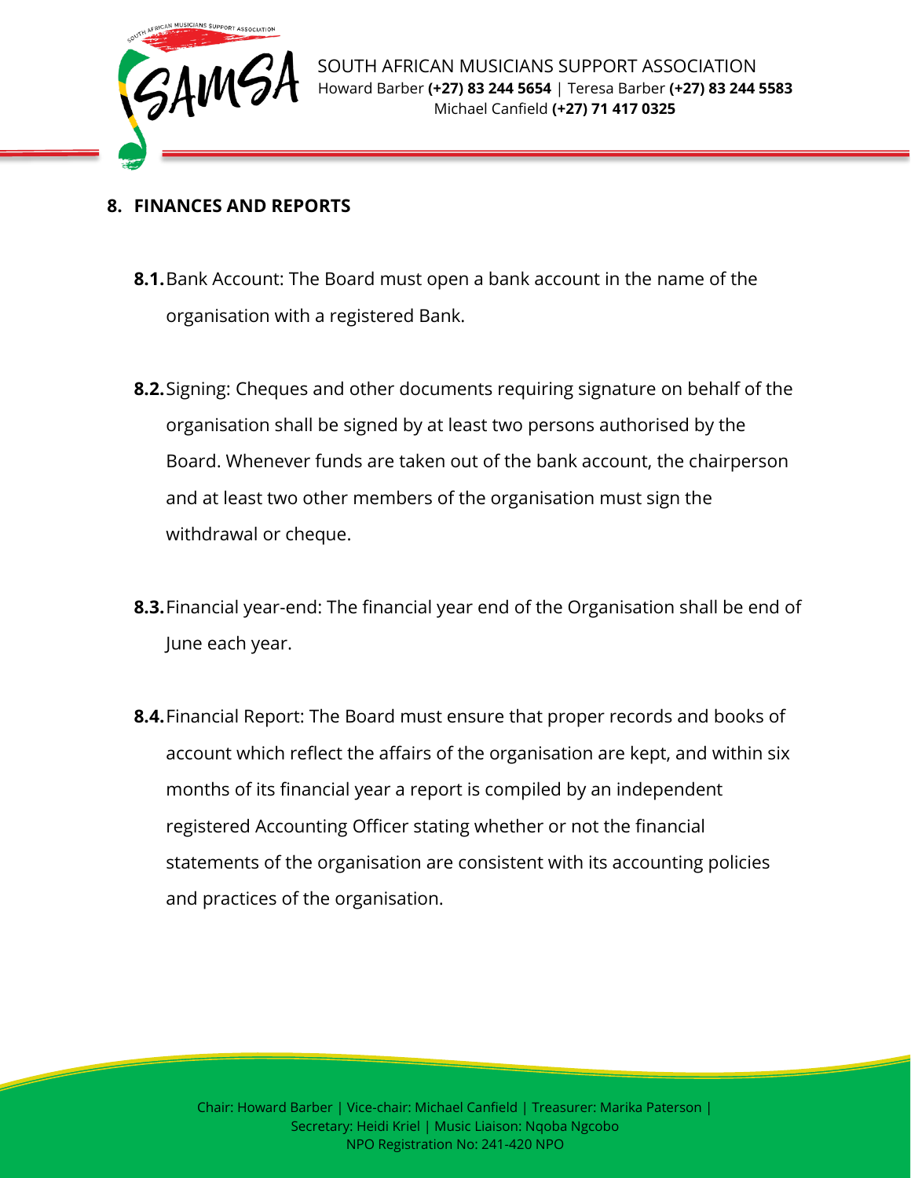## 8. FINANCES AND REPORTS

**8.1.** Bank Account: The Board must open a bank account in the name of the organisation with a registered Bank.

**8.2.** Signing: Cheques and other documents requiring signature on behalf of the organisation shall be signed by at least two persons authorised by the Board. Whenever funds are taken out of the bank account, the chairperson and at least two other members of the organisation must sign the withdrawal or cheque.

**8.3.** Financial year-end: The financial year end of the Organisation shall be end of June each year.

**8.4.** Financial Report: The Board must ensure that proper records and books of account which reflect the affairs of the organisation are kept, and within six months of its financial year a report is compiled by an independent registered Accounting Officer stating whether or not the financial statements of the organisation are consistent with its accounting policies and practices of the organisation.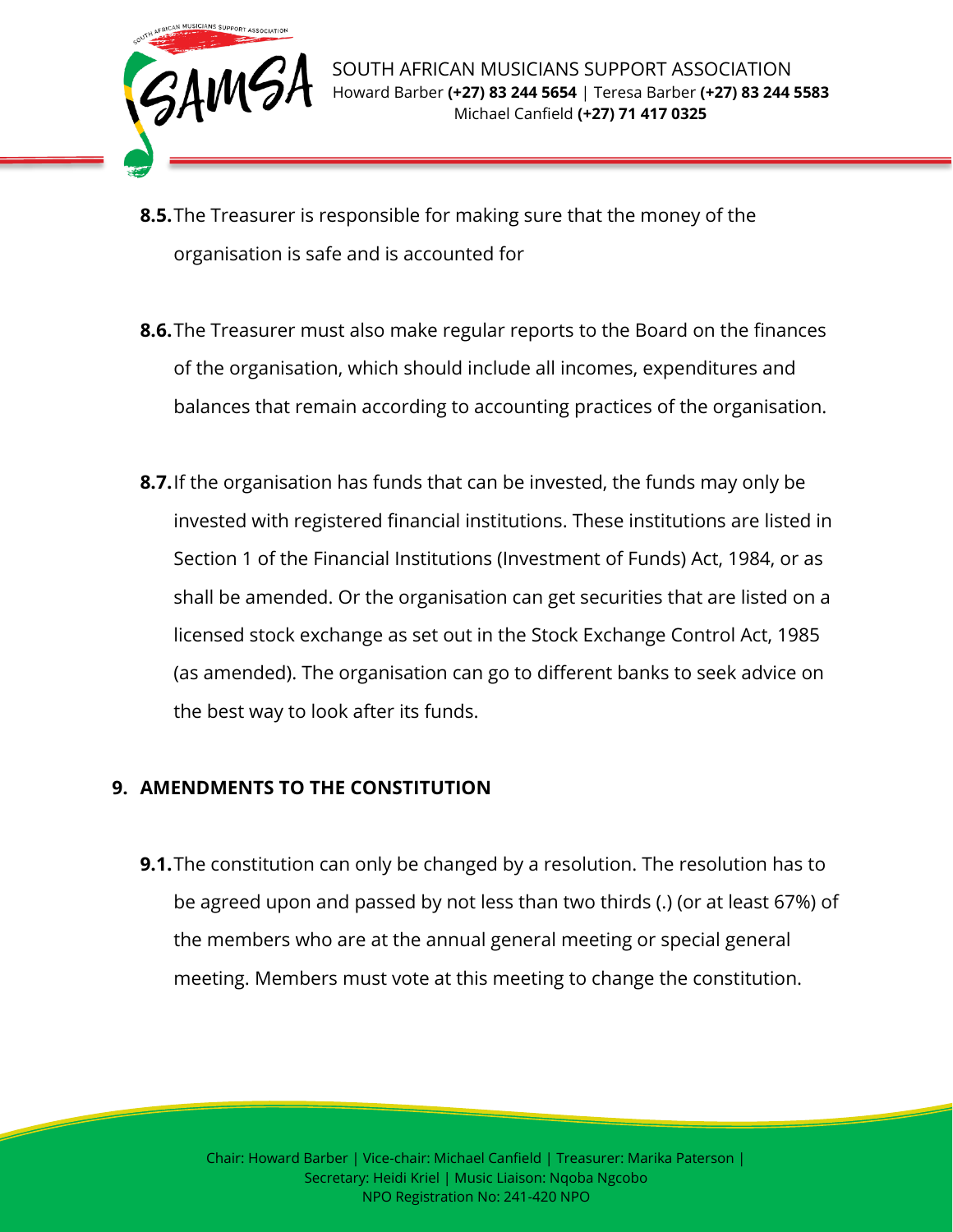**8.5.** The Treasurer is responsible for making sure that the money of the organisation is safe and is accounted for

**8.6.** The Treasurer must also make regular reports to the Board on the finances of the organisation, which should include all incomes, expenditures and balances that remain according to accounting practices of the organisation.

**8.7.** If the organisation has funds that can be invested, the funds may only be invested with registered financial institutions. These institutions are listed in Section 1 of the Financial Institutions (Investment of Funds) Act, 1984, or as shall be amended. Or the organisation can get securities that are listed on a licensed stock exchange as set out in the Stock Exchange Control Act, 1985 (as amended). The organisation can go to different banks to seek advice on the best way to look after its funds.

## 9. AMENDMENTS TO THE CONSTITUTION

**9.1.** The constitution can only be changed by a resolution. The resolution has to be agreed upon and passed by not less than two thirds (.) (or at least 67%) of the members who are at the annual general meeting or special general meeting. Members must vote at this meeting to change the constitution.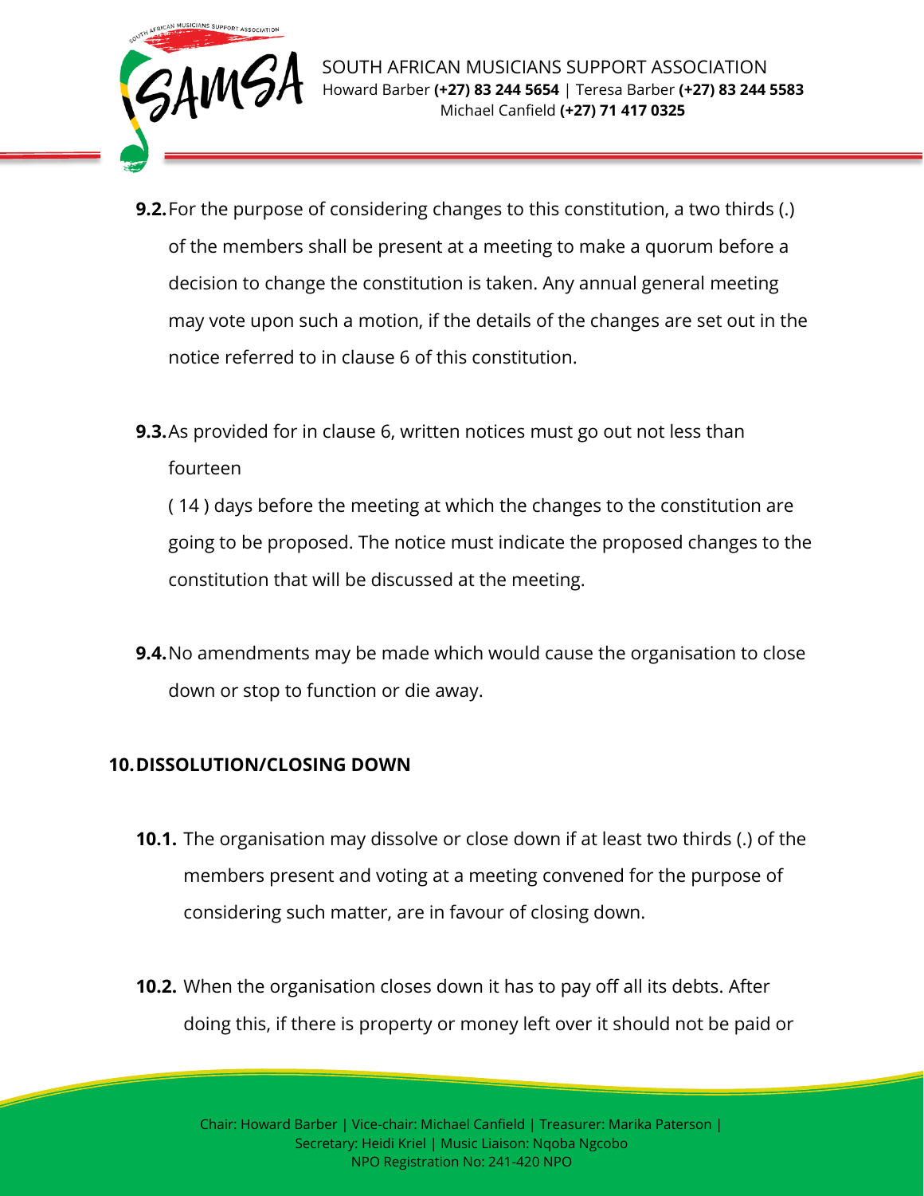**9.2.** For the purpose of considering changes to this constitution, a two thirds (.) of the members shall be present at a meeting to make a quorum before a decision to change the constitution is taken. Any annual general meeting may vote upon such a motion, if the details of the changes are set out in the notice referred to in clause 6 of this constitution.

**9.3.** As provided for in clause 6, written notices must go out not less than fourteen ( 14 ) days before the meeting at which the changes to the constitution are going to be proposed. The notice must indicate the proposed changes to the constitution that will be discussed at the meeting.

**9.4.** No amendments may be made which would cause the organisation to close down or stop to function or die away.

## 10. DISSOLUTION/CLOSING DOWN

**10.1.** The organisation may dissolve or close down if at least two thirds (.) of the members present and voting at a meeting convened for the purpose of considering such matter, are in favour of closing down.

**10.2.** When the organisation closes down it has to pay off all its debts. After doing this, if there is property or money left over it should not be paid or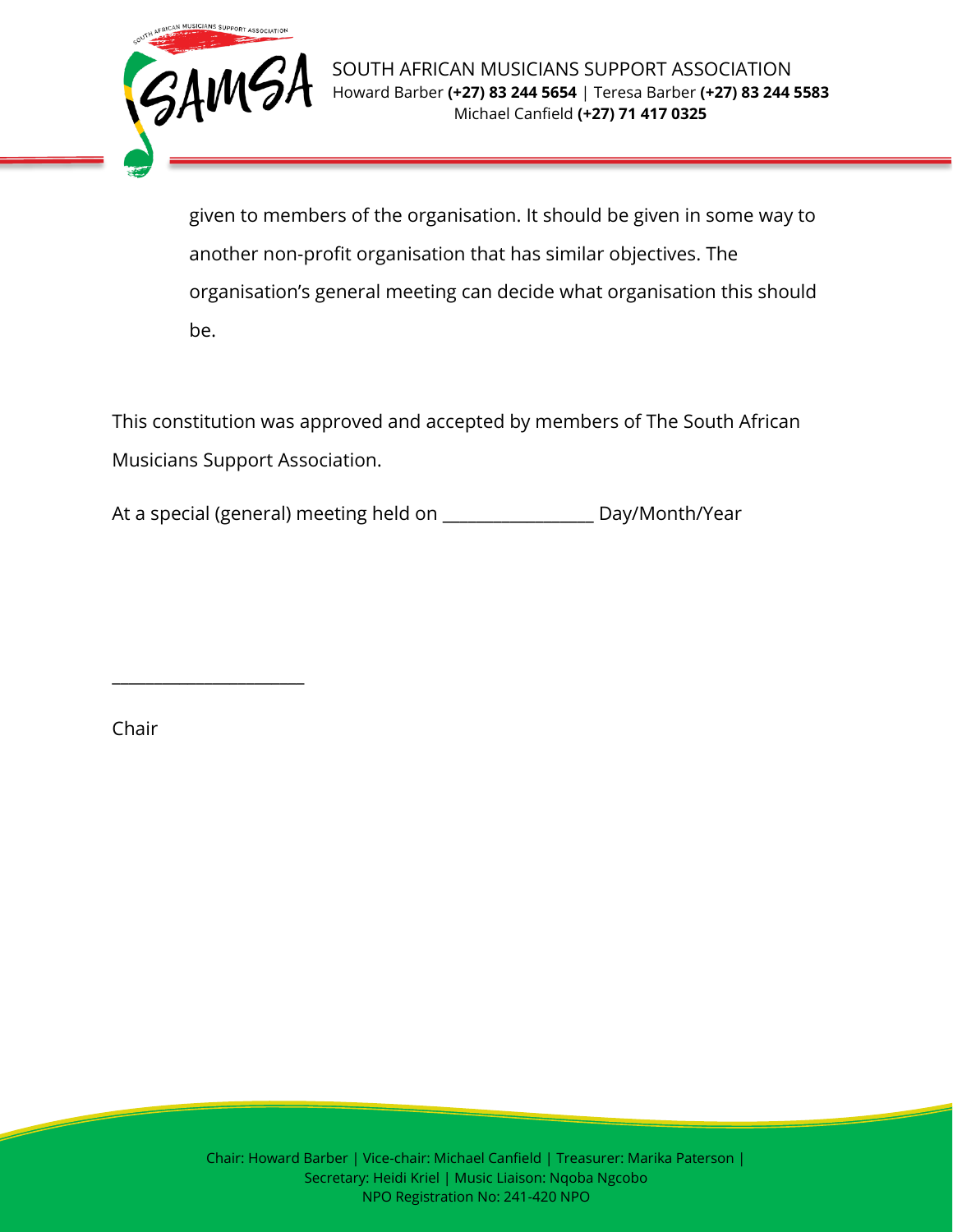given to members of the organisation. It should be given in some way to another non-profit organisation that has similar objectives. The organisation's general meeting can decide what organisation this should be.

This constitution was approved and accepted by members of The South African Musicians Support Association.

At a special (general) meeting held on _________________ Day/Month/Year

______________________

Chair